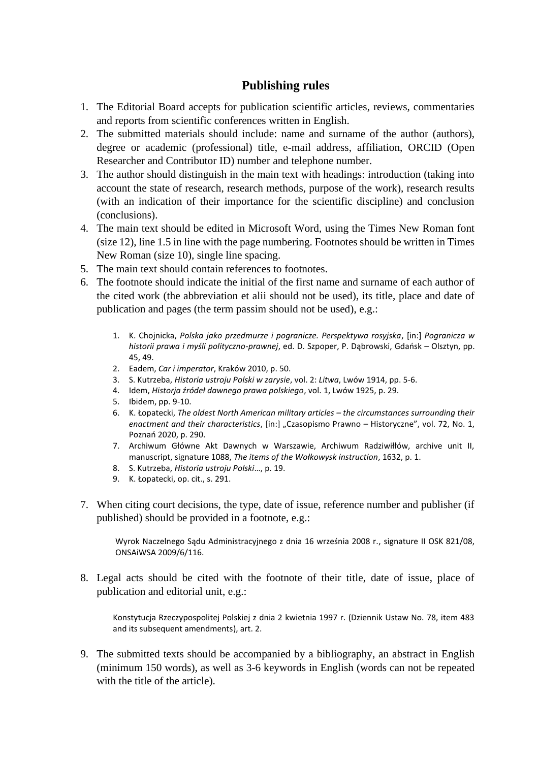# Publishing rules

1. The Editorial Board accepts for publication scientific articles, reviews, commentaries and reports from scientific conferences written in English.
2. The submitted materials should include: name and surname of the author (authors), degree or academic (professional) title, e-mail address, affiliation, ORCID (Open Researcher and Contributor ID) number and telephone number.
3. The author should distinguish in the main text with headings: introduction (taking into account the state of research, research methods, purpose of the work), research results (with an indication of their importance for the scientific discipline) and conclusion (conclusions).
4. The main text should be edited in Microsoft Word, using the Times New Roman font (size 12), line 1.5 in line with the page numbering. Footnotes should be written in Times New Roman (size 10), single line spacing.
5. The main text should contain references to footnotes.
6. The footnote should indicate the initial of the first name and surname of each author of the cited work (the abbreviation et alii should not be used), its title, place and date of publication and pages (the term passim should not be used), e.g.:

    1. K. Chojnicka, *Polska jako przedmurze i pogranicze. Perspektywa rosyjska*, [in:] *Pogranicza w historii prawa i myśli polityczno-prawnej*, ed. D. Szpoper, P. Dąbrowski, Gdańsk – Olsztyn, pp. 45, 49.
    2. Eadem, *Car i imperator*, Kraków 2010, p. 50.
    3. S. Kutrzeba, *Historia ustroju Polski w zarysie*, vol. 2: *Litwa*, Lwów 1914, pp. 5-6.
    4. Idem, *Historja źródeł dawnego prawa polskiego*, vol. 1, Lwów 1925, p. 29.
    5. Ibidem, pp. 9-10.
    6. K. Łopatecki, *The oldest North American military articles – the circumstances surrounding their enactment and their characteristics*, [in:] „Czasopismo Prawno – Historyczne", vol. 72, No. 1, Poznań 2020, p. 290.
    7. Archiwum Główne Akt Dawnych w Warszawie, Archiwum Radziwiłłów, archive unit II, manuscript, signature 1088, *The items of the Wołkowysk instruction*, 1632, p. 1.
    8. S. Kutrzeba, *Historia ustroju Polski*…, p. 19.
    9. K. Łopatecki, op. cit., s. 291.

7. When citing court decisions, the type, date of issue, reference number and publisher (if published) should be provided in a footnote, e.g.:

    Wyrok Naczelnego Sądu Administracyjnego z dnia 16 września 2008 r., signature II OSK 821/08, ONSAiWSA 2009/6/116.

8. Legal acts should be cited with the footnote of their title, date of issue, place of publication and editorial unit, e.g.:

    Konstytucja Rzeczypospolitej Polskiej z dnia 2 kwietnia 1997 r. (Dziennik Ustaw No. 78, item 483 and its subsequent amendments), art. 2.

9. The submitted texts should be accompanied by a bibliography, an abstract in English (minimum 150 words), as well as 3-6 keywords in English (words can not be repeated with the title of the article).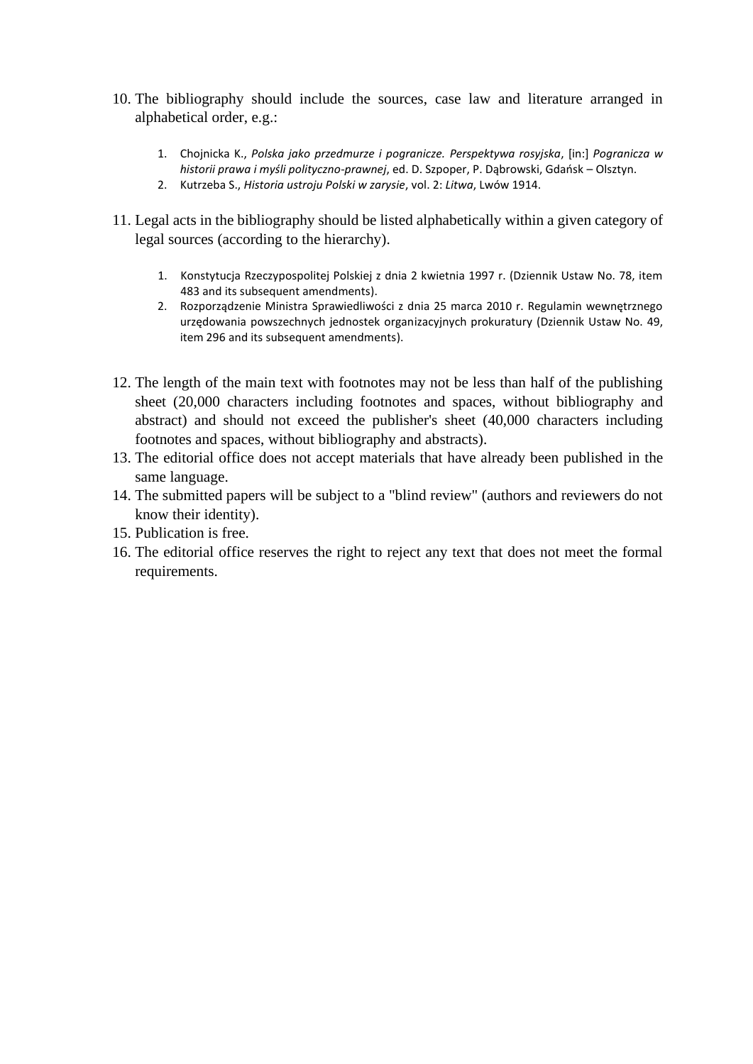10. The bibliography should include the sources, case law and literature arranged in alphabetical order, e.g.:

    1. Chojnicka K., *Polska jako przedmurze i pogranicze. Perspektywa rosyjska*, [in:] *Pogranicza w historii prawa i myśli polityczno-prawnej*, ed. D. Szpoper, P. Dąbrowski, Gdańsk – Olsztyn.
    2. Kutrzeba S., *Historia ustroju Polski w zarysie*, vol. 2: *Litwa*, Lwów 1914.

11. Legal acts in the bibliography should be listed alphabetically within a given category of legal sources (according to the hierarchy).

    1. Konstytucja Rzeczypospolitej Polskiej z dnia 2 kwietnia 1997 r. (Dziennik Ustaw No. 78, item 483 and its subsequent amendments).
    2. Rozporządzenie Ministra Sprawiedliwości z dnia 25 marca 2010 r. Regulamin wewnętrznego urzędowania powszechnych jednostek organizacyjnych prokuratury (Dziennik Ustaw No. 49, item 296 and its subsequent amendments).

12. The length of the main text with footnotes may not be less than half of the publishing sheet (20,000 characters including footnotes and spaces, without bibliography and abstract) and should not exceed the publisher's sheet (40,000 characters including footnotes and spaces, without bibliography and abstracts).
13. The editorial office does not accept materials that have already been published in the same language.
14. The submitted papers will be subject to a "blind review" (authors and reviewers do not know their identity).
15. Publication is free.
16. The editorial office reserves the right to reject any text that does not meet the formal requirements.